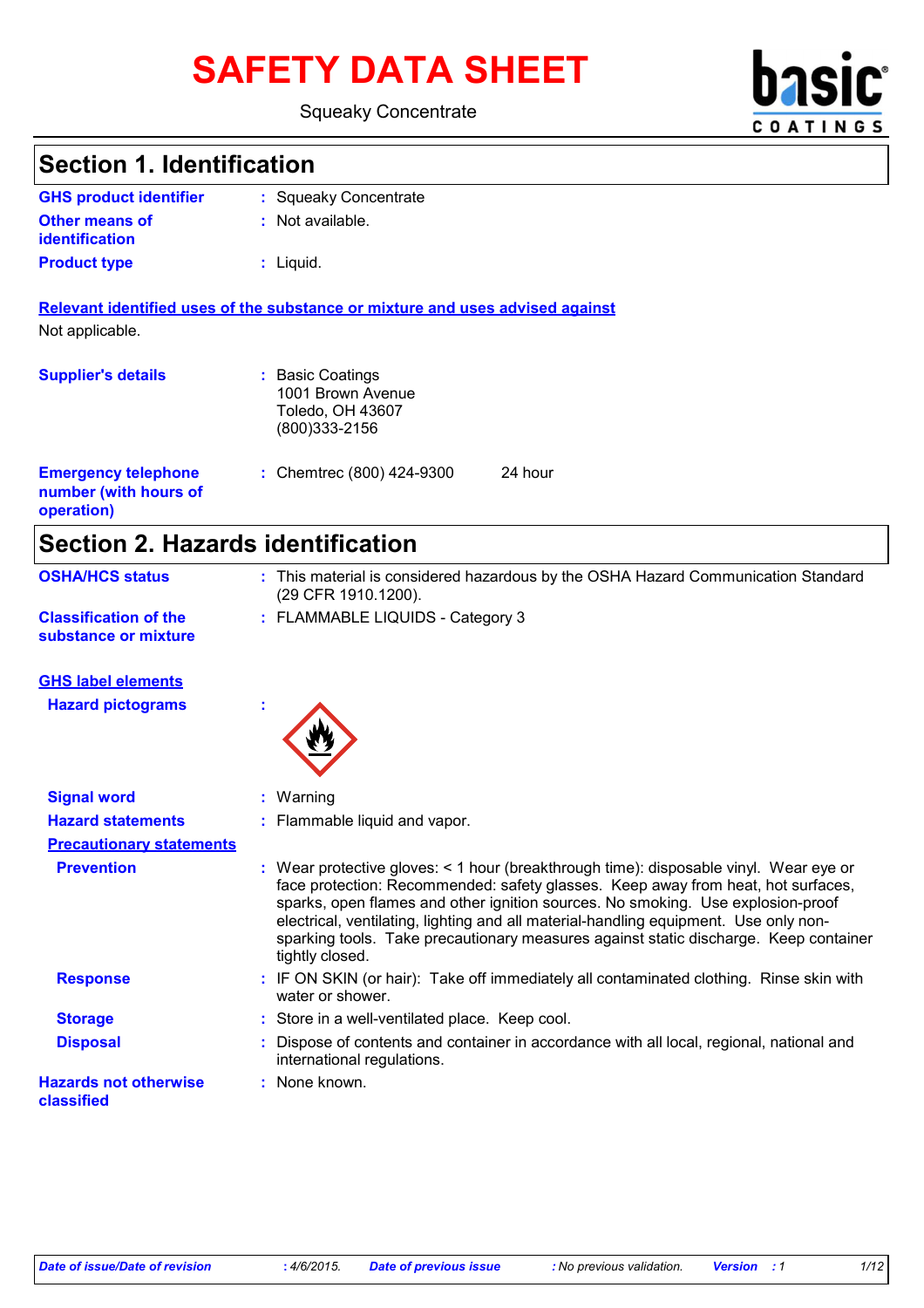# SAFETY DATA SHEET

Squeaky Concentrate

## Section 1. Identification

**GHS product identifier** : Squeaky Concentrate

**Other means of identification** : Not available.

**Product type** : Liquid.

**Relevant identified uses of the substance or mixture and uses advised against**

Not applicable.

**Supplier's details** : Basic Coatings
1001 Brown Avenue
Toledo, OH 43607
(800)333-2156

**Emergency telephone number (with hours of operation)** : Chemtrec (800) 424-9300 24 hour

## Section 2. Hazards identification

**OSHA/HCS status** : This material is considered hazardous by the OSHA Hazard Communication Standard (29 CFR 1910.1200).

**Classification of the substance or mixture** : FLAMMABLE LIQUIDS - Category 3

**GHS label elements**

**Hazard pictograms** :

**Signal word** : Warning

**Hazard statements** : Flammable liquid and vapor.

**Precautionary statements**

**Prevention** : Wear protective gloves: < 1 hour (breakthrough time): disposable vinyl. Wear eye or face protection: Recommended: safety glasses. Keep away from heat, hot surfaces, sparks, open flames and other ignition sources. No smoking. Use explosion-proof electrical, ventilating, lighting and all material-handling equipment. Use only non-sparking tools. Take precautionary measures against static discharge. Keep container tightly closed.

**Response** : IF ON SKIN (or hair): Take off immediately all contaminated clothing. Rinse skin with water or shower.

**Storage** : Store in a well-ventilated place. Keep cool.

**Disposal** : Dispose of contents and container in accordance with all local, regional, national and international regulations.

**Hazards not otherwise classified** : None known.

*Date of issue/Date of revision* : 4/6/2015. *Date of previous issue* : No previous validation. *Version* : 1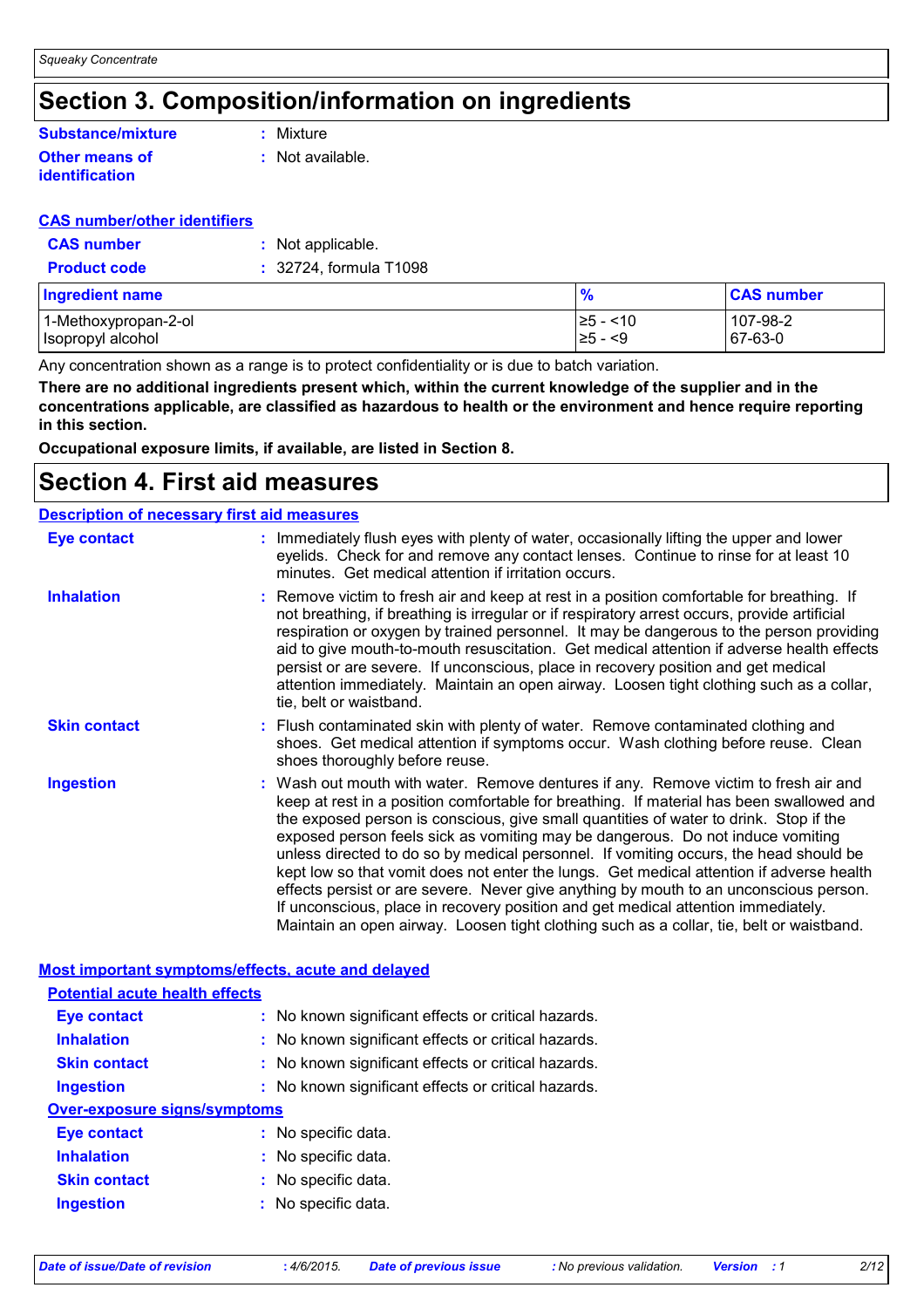# Section 3. Composition/information on ingredients

**Substance/mixture** : Mixture

**Other means of identification** : Not available.

**CAS number/other identifiers**

**CAS number** : Not applicable.

**Product code** : 32724, formula T1098

| Ingredient name | % | CAS number |
|---|---|---|
| 1-Methoxypropan-2-ol | ≥5 - <10 | 107-98-2 |
| Isopropyl alcohol | ≥5 - <9 | 67-63-0 |

Any concentration shown as a range is to protect confidentiality or is due to batch variation.

**There are no additional ingredients present which, within the current knowledge of the supplier and in the concentrations applicable, are classified as hazardous to health or the environment and hence require reporting in this section.**

**Occupational exposure limits, if available, are listed in Section 8.**

# Section 4. First aid measures

**Description of necessary first aid measures**

**Eye contact** : Immediately flush eyes with plenty of water, occasionally lifting the upper and lower eyelids. Check for and remove any contact lenses. Continue to rinse for at least 10 minutes. Get medical attention if irritation occurs.

**Inhalation** : Remove victim to fresh air and keep at rest in a position comfortable for breathing. If not breathing, if breathing is irregular or if respiratory arrest occurs, provide artificial respiration or oxygen by trained personnel. It may be dangerous to the person providing aid to give mouth-to-mouth resuscitation. Get medical attention if adverse health effects persist or are severe. If unconscious, place in recovery position and get medical attention immediately. Maintain an open airway. Loosen tight clothing such as a collar, tie, belt or waistband.

**Skin contact** : Flush contaminated skin with plenty of water. Remove contaminated clothing and shoes. Get medical attention if symptoms occur. Wash clothing before reuse. Clean shoes thoroughly before reuse.

**Ingestion** : Wash out mouth with water. Remove dentures if any. Remove victim to fresh air and keep at rest in a position comfortable for breathing. If material has been swallowed and the exposed person is conscious, give small quantities of water to drink. Stop if the exposed person feels sick as vomiting may be dangerous. Do not induce vomiting unless directed to do so by medical personnel. If vomiting occurs, the head should be kept low so that vomit does not enter the lungs. Get medical attention if adverse health effects persist or are severe. Never give anything by mouth to an unconscious person. If unconscious, place in recovery position and get medical attention immediately. Maintain an open airway. Loosen tight clothing such as a collar, tie, belt or waistband.

**Most important symptoms/effects, acute and delayed**

**Potential acute health effects**

**Eye contact** : No known significant effects or critical hazards.

**Inhalation** : No known significant effects or critical hazards.

**Skin contact** : No known significant effects or critical hazards.

**Ingestion** : No known significant effects or critical hazards.

**Over-exposure signs/symptoms**

**Eye contact** : No specific data.

**Inhalation** : No specific data.

**Skin contact** : No specific data.

**Ingestion** : No specific data.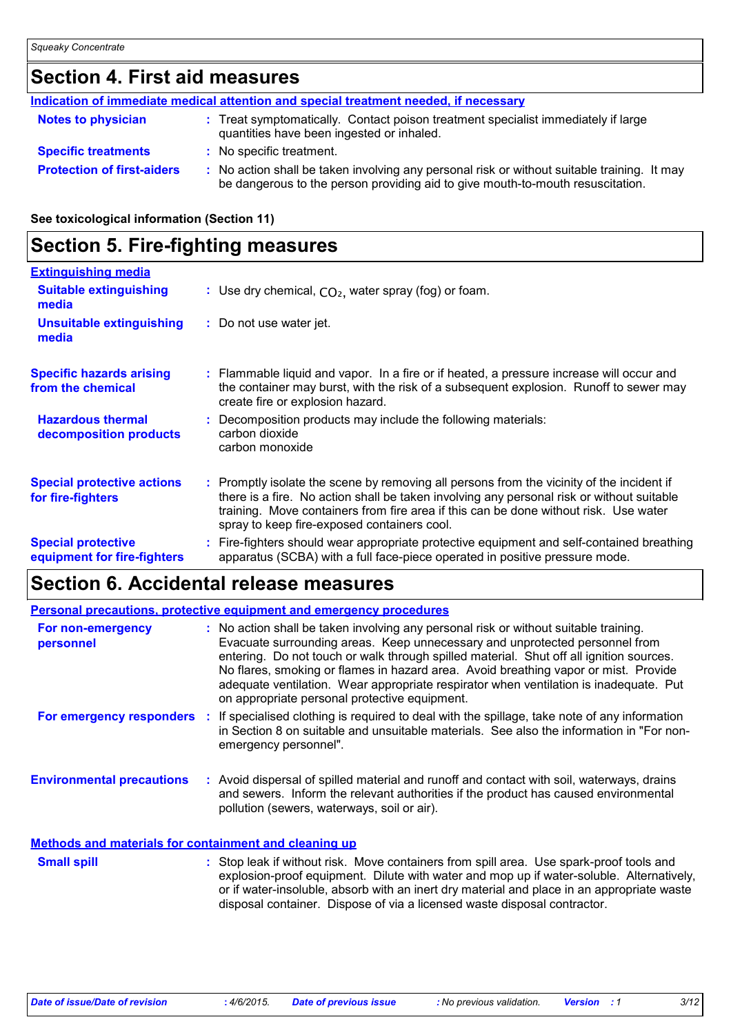## Section 4. First aid measures

**Indication of immediate medical attention and special treatment needed, if necessary**

**Notes to physician** : Treat symptomatically. Contact poison treatment specialist immediately if large quantities have been ingested or inhaled.

**Specific treatments** : No specific treatment.

**Protection of first-aiders** : No action shall be taken involving any personal risk or without suitable training. It may be dangerous to the person providing aid to give mouth-to-mouth resuscitation.

**See toxicological information (Section 11)**

## Section 5. Fire-fighting measures

**Extinguishing media**

**Suitable extinguishing media** : Use dry chemical, $CO_2$, water spray (fog) or foam.

**Unsuitable extinguishing media** : Do not use water jet.

**Specific hazards arising from the chemical** : Flammable liquid and vapor. In a fire or if heated, a pressure increase will occur and the container may burst, with the risk of a subsequent explosion. Runoff to sewer may create fire or explosion hazard.

**Hazardous thermal decomposition products** : Decomposition products may include the following materials:
carbon dioxide
carbon monoxide

**Special protective actions for fire-fighters** : Promptly isolate the scene by removing all persons from the vicinity of the incident if there is a fire. No action shall be taken involving any personal risk or without suitable training. Move containers from fire area if this can be done without risk. Use water spray to keep fire-exposed containers cool.

**Special protective equipment for fire-fighters** : Fire-fighters should wear appropriate protective equipment and self-contained breathing apparatus (SCBA) with a full face-piece operated in positive pressure mode.

## Section 6. Accidental release measures

**Personal precautions, protective equipment and emergency procedures**

**For non-emergency personnel** : No action shall be taken involving any personal risk or without suitable training. Evacuate surrounding areas. Keep unnecessary and unprotected personnel from entering. Do not touch or walk through spilled material. Shut off all ignition sources. No flares, smoking or flames in hazard area. Avoid breathing vapor or mist. Provide adequate ventilation. Wear appropriate respirator when ventilation is inadequate. Put on appropriate personal protective equipment.

**For emergency responders** : If specialised clothing is required to deal with the spillage, take note of any information in Section 8 on suitable and unsuitable materials. See also the information in "For non-emergency personnel".

**Environmental precautions** : Avoid dispersal of spilled material and runoff and contact with soil, waterways, drains and sewers. Inform the relevant authorities if the product has caused environmental pollution (sewers, waterways, soil or air).

**Methods and materials for containment and cleaning up**

**Small spill** : Stop leak if without risk. Move containers from spill area. Use spark-proof tools and explosion-proof equipment. Dilute with water and mop up if water-soluble. Alternatively, or if water-insoluble, absorb with an inert dry material and place in an appropriate waste disposal container. Dispose of via a licensed waste disposal contractor.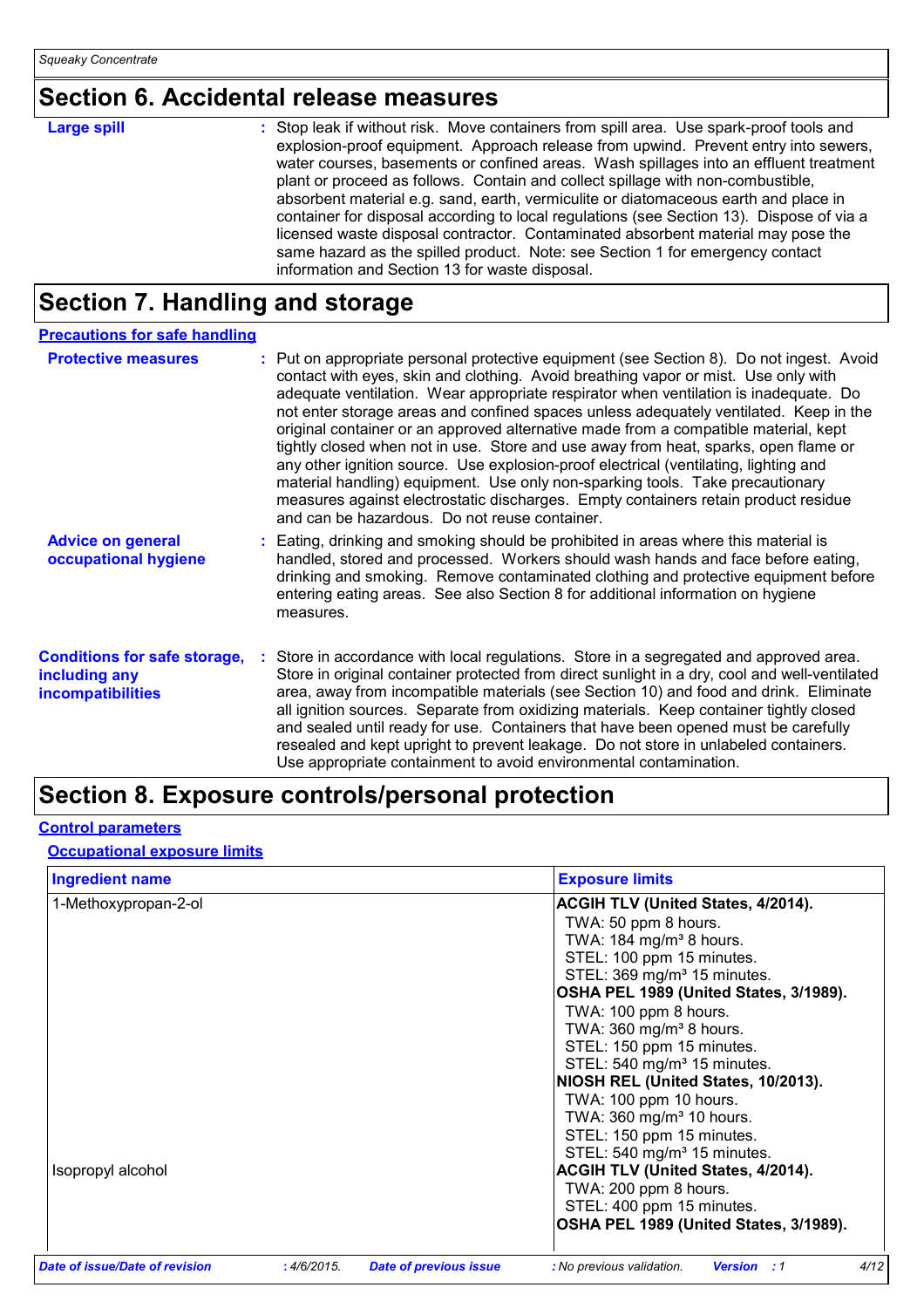# Section 6. Accidental release measures

**Large spill** : Stop leak if without risk. Move containers from spill area. Use spark-proof tools and explosion-proof equipment. Approach release from upwind. Prevent entry into sewers, water courses, basements or confined areas. Wash spillages into an effluent treatment plant or proceed as follows. Contain and collect spillage with non-combustible, absorbent material e.g. sand, earth, vermiculite or diatomaceous earth and place in container for disposal according to local regulations (see Section 13). Dispose of via a licensed waste disposal contractor. Contaminated absorbent material may pose the same hazard as the spilled product. Note: see Section 1 for emergency contact information and Section 13 for waste disposal.

# Section 7. Handling and storage

## Precautions for safe handling

**Protective measures** : Put on appropriate personal protective equipment (see Section 8). Do not ingest. Avoid contact with eyes, skin and clothing. Avoid breathing vapor or mist. Use only with adequate ventilation. Wear appropriate respirator when ventilation is inadequate. Do not enter storage areas and confined spaces unless adequately ventilated. Keep in the original container or an approved alternative made from a compatible material, kept tightly closed when not in use. Store and use away from heat, sparks, open flame or any other ignition source. Use explosion-proof electrical (ventilating, lighting and material handling) equipment. Use only non-sparking tools. Take precautionary measures against electrostatic discharges. Empty containers retain product residue and can be hazardous. Do not reuse container.

**Advice on general occupational hygiene** : Eating, drinking and smoking should be prohibited in areas where this material is handled, stored and processed. Workers should wash hands and face before eating, drinking and smoking. Remove contaminated clothing and protective equipment before entering eating areas. See also Section 8 for additional information on hygiene measures.

**Conditions for safe storage, including any incompatibilities** : Store in accordance with local regulations. Store in a segregated and approved area. Store in original container protected from direct sunlight in a dry, cool and well-ventilated area, away from incompatible materials (see Section 10) and food and drink. Eliminate all ignition sources. Separate from oxidizing materials. Keep container tightly closed and sealed until ready for use. Containers that have been opened must be carefully resealed and kept upright to prevent leakage. Do not store in unlabeled containers. Use appropriate containment to avoid environmental contamination.

# Section 8. Exposure controls/personal protection

## Control parameters

### Occupational exposure limits

| Ingredient name | Exposure limits |
|---|---|
| 1-Methoxypropan-2-ol | **ACGIH TLV (United States, 4/2014).**<br>TWA: 50 ppm 8 hours.<br>TWA: 184 mg/m³ 8 hours.<br>STEL: 100 ppm 15 minutes.<br>STEL: 369 mg/m³ 15 minutes.<br>**OSHA PEL 1989 (United States, 3/1989).**<br>TWA: 100 ppm 8 hours.<br>TWA: 360 mg/m³ 8 hours.<br>STEL: 150 ppm 15 minutes.<br>STEL: 540 mg/m³ 15 minutes.<br>**NIOSH REL (United States, 10/2013).**<br>TWA: 100 ppm 10 hours.<br>TWA: 360 mg/m³ 10 hours.<br>STEL: 150 ppm 15 minutes.<br>STEL: 540 mg/m³ 15 minutes. |
| Isopropyl alcohol | **ACGIH TLV (United States, 4/2014).**<br>TWA: 200 ppm 8 hours.<br>STEL: 400 ppm 15 minutes.<br>**OSHA PEL 1989 (United States, 3/1989).** |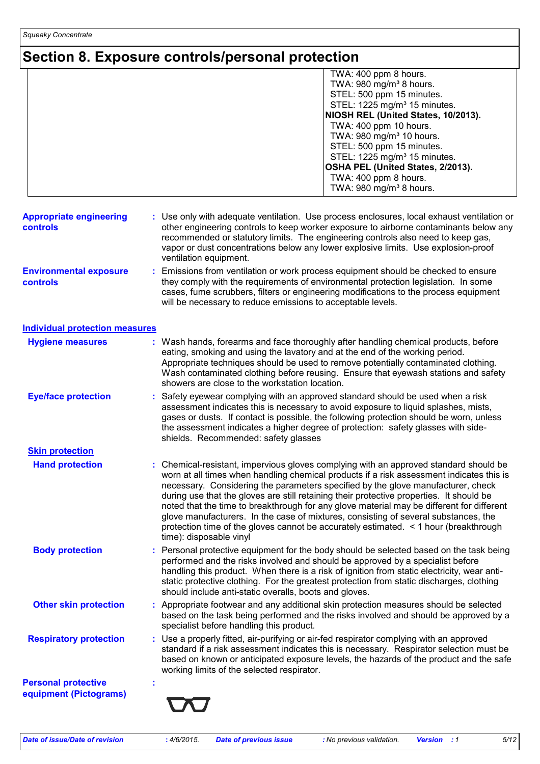# Section 8. Exposure controls/personal protection

| | |
|---|---|
| | TWA: 400 ppm 8 hours.<br>TWA: 980 mg/m³ 8 hours.<br>STEL: 500 ppm 15 minutes.<br>STEL: 1225 mg/m³ 15 minutes.<br>**NIOSH REL (United States, 10/2013).**<br>TWA: 400 ppm 10 hours.<br>TWA: 980 mg/m³ 10 hours.<br>STEL: 500 ppm 15 minutes.<br>STEL: 1225 mg/m³ 15 minutes.<br>**OSHA PEL (United States, 2/2013).**<br>TWA: 400 ppm 8 hours.<br>TWA: 980 mg/m³ 8 hours. |

**Appropriate engineering controls** : Use only with adequate ventilation. Use process enclosures, local exhaust ventilation or other engineering controls to keep worker exposure to airborne contaminants below any recommended or statutory limits. The engineering controls also need to keep gas, vapor or dust concentrations below any lower explosive limits. Use explosion-proof ventilation equipment.

**Environmental exposure controls** : Emissions from ventilation or work process equipment should be checked to ensure they comply with the requirements of environmental protection legislation. In some cases, fume scrubbers, filters or engineering modifications to the process equipment will be necessary to reduce emissions to acceptable levels.

## Individual protection measures

**Hygiene measures** : Wash hands, forearms and face thoroughly after handling chemical products, before eating, smoking and using the lavatory and at the end of the working period. Appropriate techniques should be used to remove potentially contaminated clothing. Wash contaminated clothing before reusing. Ensure that eyewash stations and safety showers are close to the workstation location.

**Eye/face protection** : Safety eyewear complying with an approved standard should be used when a risk assessment indicates this is necessary to avoid exposure to liquid splashes, mists, gases or dusts. If contact is possible, the following protection should be worn, unless the assessment indicates a higher degree of protection: safety glasses with side-shields. Recommended: safety glasses

### Skin protection

**Hand protection** : Chemical-resistant, impervious gloves complying with an approved standard should be worn at all times when handling chemical products if a risk assessment indicates this is necessary. Considering the parameters specified by the glove manufacturer, check during use that the gloves are still retaining their protective properties. It should be noted that the time to breakthrough for any glove material may be different for different glove manufacturers. In the case of mixtures, consisting of several substances, the protection time of the gloves cannot be accurately estimated. < 1 hour (breakthrough time): disposable vinyl

**Body protection** : Personal protective equipment for the body should be selected based on the task being performed and the risks involved and should be approved by a specialist before handling this product. When there is a risk of ignition from static electricity, wear anti-static protective clothing. For the greatest protection from static discharges, clothing should include anti-static overalls, boots and gloves.

**Other skin protection** : Appropriate footwear and any additional skin protection measures should be selected based on the task being performed and the risks involved and should be approved by a specialist before handling this product.

**Respiratory protection** : Use a properly fitted, air-purifying or air-fed respirator complying with an approved standard if a risk assessment indicates this is necessary. Respirator selection must be based on known or anticipated exposure levels, the hazards of the product and the safe working limits of the selected respirator.

**Personal protective equipment (Pictograms)** :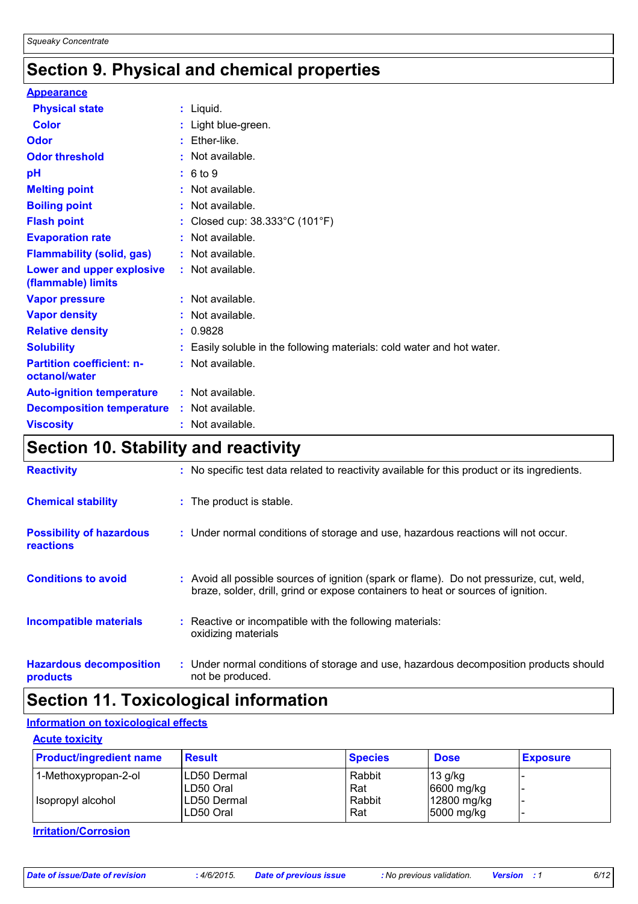# Section 9. Physical and chemical properties

**Appearance**

| | |
|---|---|
| **Physical state** | Liquid. |
| **Color** | Light blue-green. |
| **Odor** | Ether-like. |
| **Odor threshold** | Not available. |
| **pH** | 6 to 9 |
| **Melting point** | Not available. |
| **Boiling point** | Not available. |
| **Flash point** | Closed cup: 38.333°C (101°F) |
| **Evaporation rate** | Not available. |
| **Flammability (solid, gas)** | Not available. |
| **Lower and upper explosive (flammable) limits** | Not available. |
| **Vapor pressure** | Not available. |
| **Vapor density** | Not available. |
| **Relative density** | 0.9828 |
| **Solubility** | Easily soluble in the following materials: cold water and hot water. |
| **Partition coefficient: n-octanol/water** | Not available. |
| **Auto-ignition temperature** | Not available. |
| **Decomposition temperature** | Not available. |
| **Viscosity** | Not available. |

# Section 10. Stability and reactivity

| | |
|---|---|
| **Reactivity** | No specific test data related to reactivity available for this product or its ingredients. |
| **Chemical stability** | The product is stable. |
| **Possibility of hazardous reactions** | Under normal conditions of storage and use, hazardous reactions will not occur. |
| **Conditions to avoid** | Avoid all possible sources of ignition (spark or flame). Do not pressurize, cut, weld, braze, solder, drill, grind or expose containers to heat or sources of ignition. |
| **Incompatible materials** | Reactive or incompatible with the following materials: oxidizing materials |
| **Hazardous decomposition products** | Under normal conditions of storage and use, hazardous decomposition products should not be produced. |

# Section 11. Toxicological information

**Information on toxicological effects**

**Acute toxicity**

| Product/ingredient name | Result | Species | Dose | Exposure |
|---|---|---|---|---|
| 1-Methoxypropan-2-ol | LD50 Dermal | Rabbit | 13 g/kg | - |
| | LD50 Oral | Rat | 6600 mg/kg | - |
| Isopropyl alcohol | LD50 Dermal | Rabbit | 12800 mg/kg | - |
| | LD50 Oral | Rat | 5000 mg/kg | - |

**Irritation/Corrosion**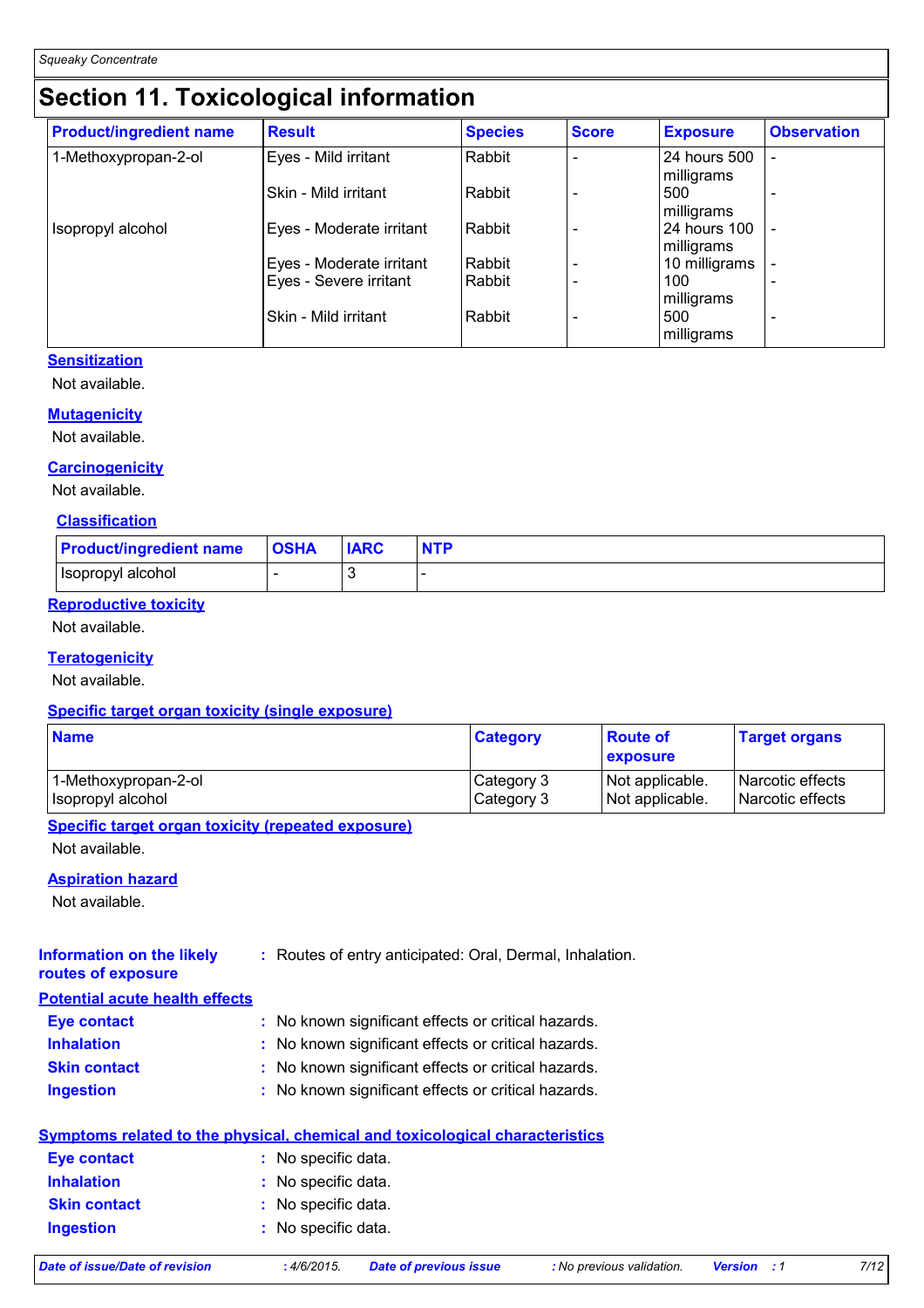# Section 11. Toxicological information

| Product/ingredient name | Result | Species | Score | Exposure | Observation |
|---|---|---|---|---|---|
| 1-Methoxypropan-2-ol | Eyes - Mild irritant | Rabbit | - | 24 hours 500 milligrams | - |
| | Skin - Mild irritant | Rabbit | - | 500 milligrams | - |
| Isopropyl alcohol | Eyes - Moderate irritant | Rabbit | - | 24 hours 100 milligrams | - |
| | Eyes - Moderate irritant | Rabbit | - | 10 milligrams | - |
| | Eyes - Severe irritant | Rabbit | - | 100 milligrams | - |
| | Skin - Mild irritant | Rabbit | - | 500 milligrams | - |

**Sensitization**

Not available.

**Mutagenicity**

Not available.

**Carcinogenicity**

Not available.

**Classification**

| Product/ingredient name | OSHA | IARC | NTP |
|---|---|---|---|
| Isopropyl alcohol | - | 3 | - |

**Reproductive toxicity**

Not available.

**Teratogenicity**

Not available.

**Specific target organ toxicity (single exposure)**

| Name | Category | Route of exposure | Target organs |
|---|---|---|---|
| 1-Methoxypropan-2-ol | Category 3 | Not applicable. | Narcotic effects |
| Isopropyl alcohol | Category 3 | Not applicable. | Narcotic effects |

**Specific target organ toxicity (repeated exposure)**

Not available.

**Aspiration hazard**

Not available.

**Information on the likely routes of exposure** : Routes of entry anticipated: Oral, Dermal, Inhalation.

**Potential acute health effects**

**Eye contact** : No known significant effects or critical hazards.

**Inhalation** : No known significant effects or critical hazards.

**Skin contact** : No known significant effects or critical hazards.

**Ingestion** : No known significant effects or critical hazards.

**Symptoms related to the physical, chemical and toxicological characteristics**

**Eye contact** : No specific data.

**Inhalation** : No specific data.

**Skin contact** : No specific data.

**Ingestion** : No specific data.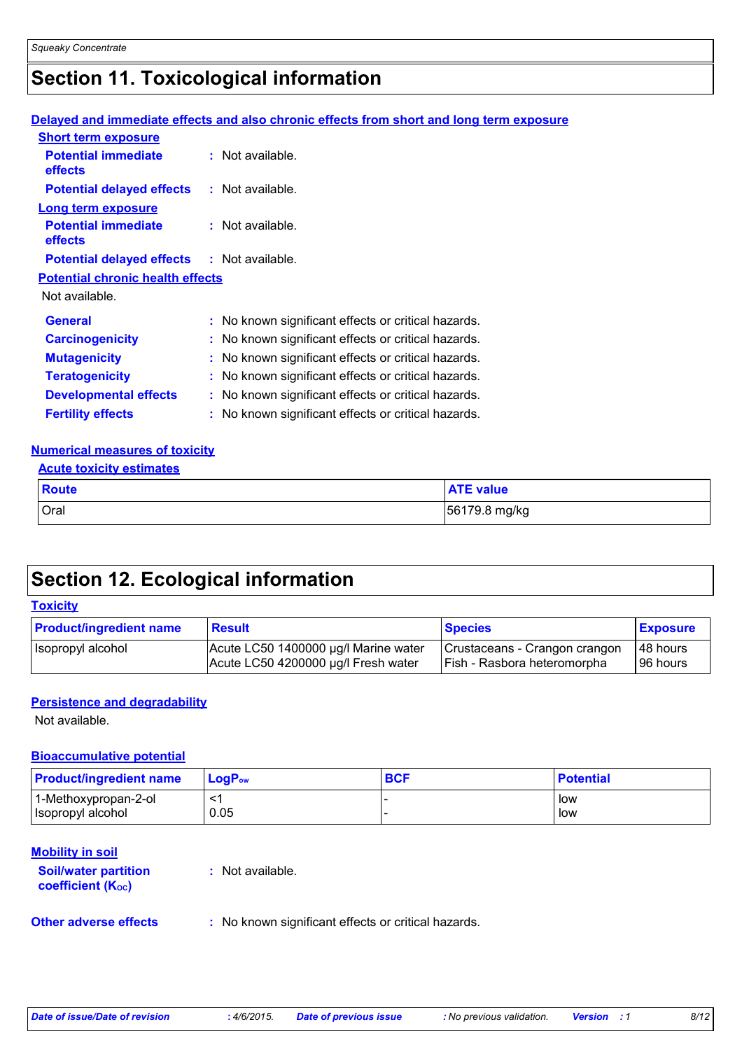# Section 11. Toxicological information

**Delayed and immediate effects and also chronic effects from short and long term exposure**

**Short term exposure**

**Potential immediate effects** : Not available.

**Potential delayed effects** : Not available.

**Long term exposure**

**Potential immediate effects** : Not available.

**Potential delayed effects** : Not available.

**Potential chronic health effects**

Not available.

**General** : No known significant effects or critical hazards.

**Carcinogenicity** : No known significant effects or critical hazards.

**Mutagenicity** : No known significant effects or critical hazards.

**Teratogenicity** : No known significant effects or critical hazards.

**Developmental effects** : No known significant effects or critical hazards.

**Fertility effects** : No known significant effects or critical hazards.

**Numerical measures of toxicity**

**Acute toxicity estimates**

| Route | ATE value |
|---|---|
| Oral | 56179.8 mg/kg |

# Section 12. Ecological information

**Toxicity**

| Product/ingredient name | Result | Species | Exposure |
|---|---|---|---|
| Isopropyl alcohol | Acute LC50 1400000 µg/l Marine water<br>Acute LC50 4200000 µg/l Fresh water | Crustaceans - Crangon crangon<br>Fish - Rasbora heteromorpha | 48 hours<br>96 hours |

**Persistence and degradability**

Not available.

**Bioaccumulative potential**

| Product/ingredient name | $LogP_{ow}$ | BCF | Potential |
|---|---|---|---|
| 1-Methoxypropan-2-ol | <1 | - | low |
| Isopropyl alcohol | 0.05 | - | low |

**Mobility in soil**

**Soil/water partition coefficient ($K_{OC}$)** : Not available.

**Other adverse effects** : No known significant effects or critical hazards.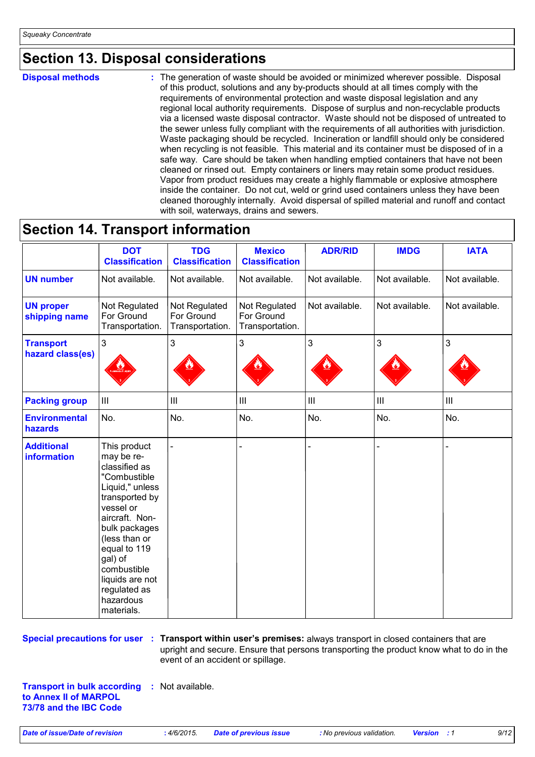## Section 13. Disposal considerations

**Disposal methods** : The generation of waste should be avoided or minimized wherever possible. Disposal of this product, solutions and any by-products should at all times comply with the requirements of environmental protection and waste disposal legislation and any regional local authority requirements. Dispose of surplus and non-recyclable products via a licensed waste disposal contractor. Waste should not be disposed of untreated to the sewer unless fully compliant with the requirements of all authorities with jurisdiction. Waste packaging should be recycled. Incineration or landfill should only be considered when recycling is not feasible. This material and its container must be disposed of in a safe way. Care should be taken when handling emptied containers that have not been cleaned or rinsed out. Empty containers or liners may retain some product residues. Vapor from product residues may create a highly flammable or explosive atmosphere inside the container. Do not cut, weld or grind used containers unless they have been cleaned thoroughly internally. Avoid dispersal of spilled material and runoff and contact with soil, waterways, drains and sewers.

## Section 14. Transport information

| | DOT Classification | TDG Classification | Mexico Classification | ADR/RID | IMDG | IATA |
|---|---|---|---|---|---|---|
| **UN number** | Not available. | Not available. | Not available. | Not available. | Not available. | Not available. |
| **UN proper shipping name** | Not Regulated For Ground Transportation. | Not Regulated For Ground Transportation. | Not Regulated For Ground Transportation. | Not available. | Not available. | Not available. |
| **Transport hazard class(es)** | 3 | 3 | 3 | 3 | 3 | 3 |
| **Packing group** | III | III | III | III | III | III |
| **Environmental hazards** | No. | No. | No. | No. | No. | No. |
| **Additional information** | This product may be re-classified as "Combustible Liquid," unless transported by vessel or aircraft. Non-bulk packages (less than or equal to 119 gal) of combustible liquids are not regulated as hazardous materials. | - | - | - | - | - |

**Special precautions for user** : **Transport within user's premises:** always transport in closed containers that are upright and secure. Ensure that persons transporting the product know what to do in the event of an accident or spillage.

**Transport in bulk according to Annex II of MARPOL 73/78 and the IBC Code** : Not available.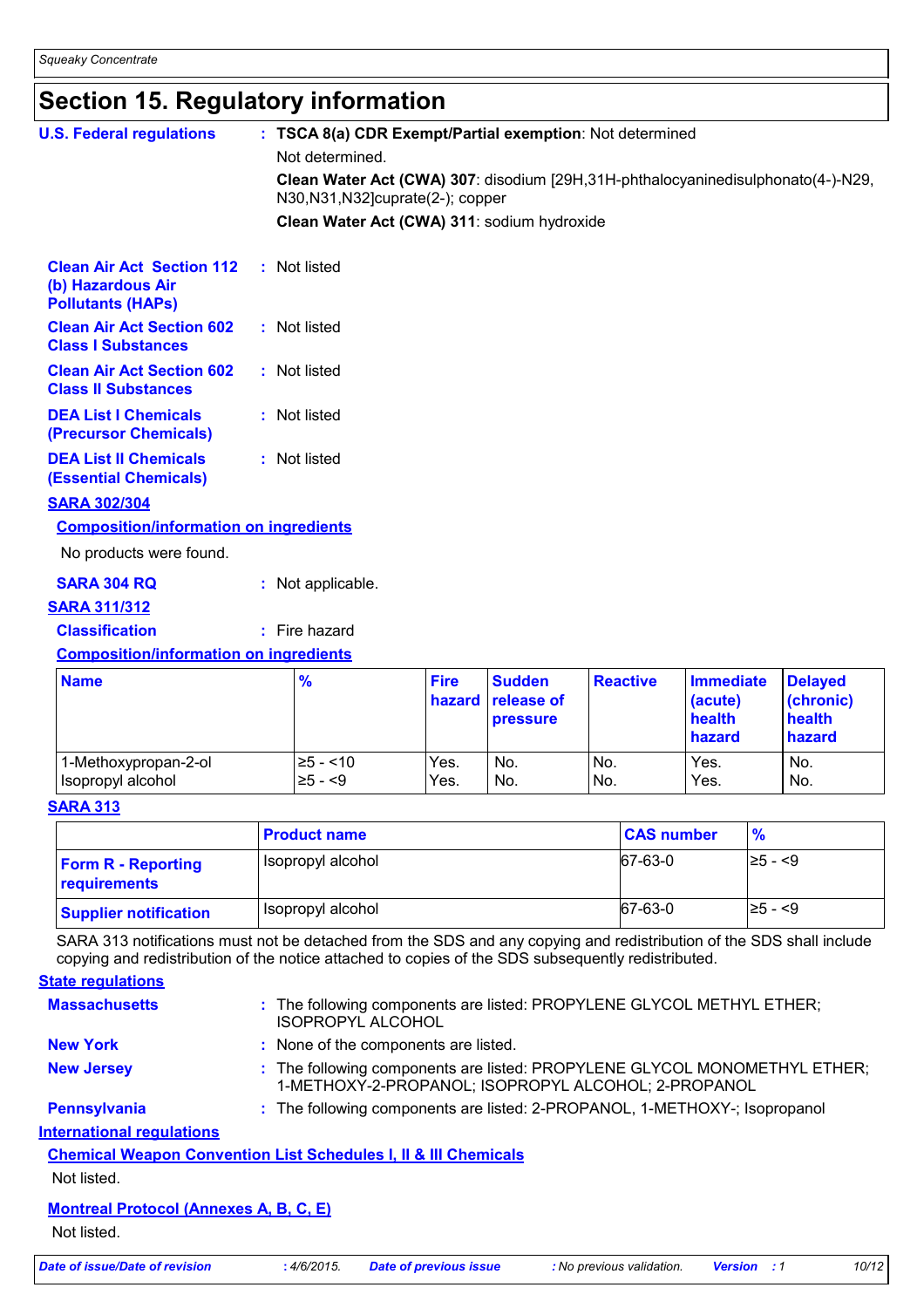# Section 15. Regulatory information

**U.S. Federal regulations** : **TSCA 8(a) CDR Exempt/Partial exemption**: Not determined

Not determined.

**Clean Water Act (CWA) 307**: disodium [29H,31H-phthalocyaninedisulphonato(4-)-N29, N30,N31,N32]cuprate(2-); copper

**Clean Water Act (CWA) 311**: sodium hydroxide

**Clean Air Act Section 112 (b) Hazardous Air Pollutants (HAPs)** : Not listed

**Clean Air Act Section 602 Class I Substances** : Not listed

**Clean Air Act Section 602 Class II Substances** : Not listed

**DEA List I Chemicals (Precursor Chemicals)** : Not listed

**DEA List II Chemicals (Essential Chemicals)** : Not listed

**SARA 302/304**

**Composition/information on ingredients**

No products were found.

**SARA 304 RQ** : Not applicable.

**SARA 311/312**

**Classification** : Fire hazard

**Composition/information on ingredients**

| Name | % | Fire hazard | Sudden release of pressure | Reactive | Immediate (acute) health hazard | Delayed (chronic) health hazard |
|---|---|---|---|---|---|---|
| 1-Methoxypropan-2-ol | ≥5 - <10 | Yes. | No. | No. | Yes. | No. |
| Isopropyl alcohol | ≥5 - <9 | Yes. | No. | No. | Yes. | No. |

**SARA 313**

| | Product name | CAS number | % |
|---|---|---|---|
| **Form R - Reporting requirements** | Isopropyl alcohol | 67-63-0 | ≥5 - <9 |
| **Supplier notification** | Isopropyl alcohol | 67-63-0 | ≥5 - <9 |

SARA 313 notifications must not be detached from the SDS and any copying and redistribution of the SDS shall include copying and redistribution of the notice attached to copies of the SDS subsequently redistributed.

**State regulations**

**Massachusetts** : The following components are listed: PROPYLENE GLYCOL METHYL ETHER; ISOPROPYL ALCOHOL

**New York** : None of the components are listed.

**New Jersey** : The following components are listed: PROPYLENE GLYCOL MONOMETHYL ETHER; 1-METHOXY-2-PROPANOL; ISOPROPYL ALCOHOL; 2-PROPANOL

**Pennsylvania** : The following components are listed: 2-PROPANOL, 1-METHOXY-; Isopropanol

**International regulations**

**Chemical Weapon Convention List Schedules I, II & III Chemicals**

Not listed.

**Montreal Protocol (Annexes A, B, C, E)**

Not listed.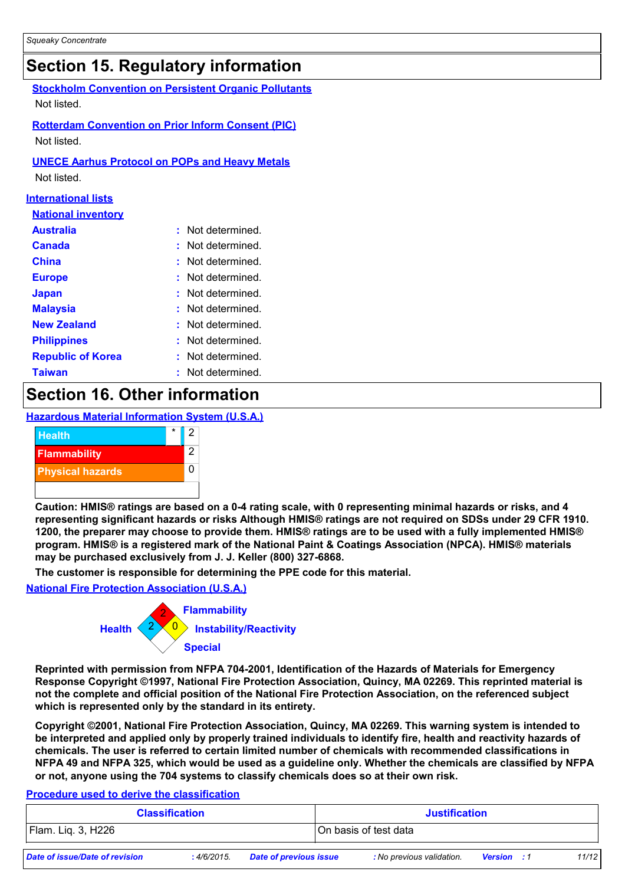## Section 15. Regulatory information

**Stockholm Convention on Persistent Organic Pollutants**

Not listed.

**Rotterdam Convention on Prior Inform Consent (PIC)**

Not listed.

**UNECE Aarhus Protocol on POPs and Heavy Metals**

Not listed.

**International lists**

**National inventory**

| | |
|---|---|
| **Australia** | : Not determined. |
| **Canada** | : Not determined. |
| **China** | : Not determined. |
| **Europe** | : Not determined. |
| **Japan** | : Not determined. |
| **Malaysia** | : Not determined. |
| **New Zealand** | : Not determined. |
| **Philippines** | : Not determined. |
| **Republic of Korea** | : Not determined. |
| **Taiwan** | : Not determined. |

## Section 16. Other information

**Hazardous Material Information System (U.S.A.)**

| | | |
|---|---|---|
| Health | * | 2 |
| Flammability | | 2 |
| Physical hazards | | 0 |

**Caution: HMIS® ratings are based on a 0-4 rating scale, with 0 representing minimal hazards or risks, and 4 representing significant hazards or risks Although HMIS® ratings are not required on SDSs under 29 CFR 1910. 1200, the preparer may choose to provide them. HMIS® ratings are to be used with a fully implemented HMIS® program. HMIS® is a registered mark of the National Paint & Coatings Association (NPCA). HMIS® materials may be purchased exclusively from J. J. Keller (800) 327-6868.**

**The customer is responsible for determining the PPE code for this material.**

**National Fire Protection Association (U.S.A.)**

Flammability: 2
Health: 2
Instability/Reactivity: 0
Special

**Reprinted with permission from NFPA 704-2001, Identification of the Hazards of Materials for Emergency Response Copyright ©1997, National Fire Protection Association, Quincy, MA 02269. This reprinted material is not the complete and official position of the National Fire Protection Association, on the referenced subject which is represented only by the standard in its entirety.**

**Copyright ©2001, National Fire Protection Association, Quincy, MA 02269. This warning system is intended to be interpreted and applied only by properly trained individuals to identify fire, health and reactivity hazards of chemicals. The user is referred to certain limited number of chemicals with recommended classifications in NFPA 49 and NFPA 325, which would be used as a guideline only. Whether the chemicals are classified by NFPA or not, anyone using the 704 systems to classify chemicals does so at their own risk.**

**Procedure used to derive the classification**

| Classification | Justification |
|---|---|
| Flam. Liq. 3, H226 | On basis of test data |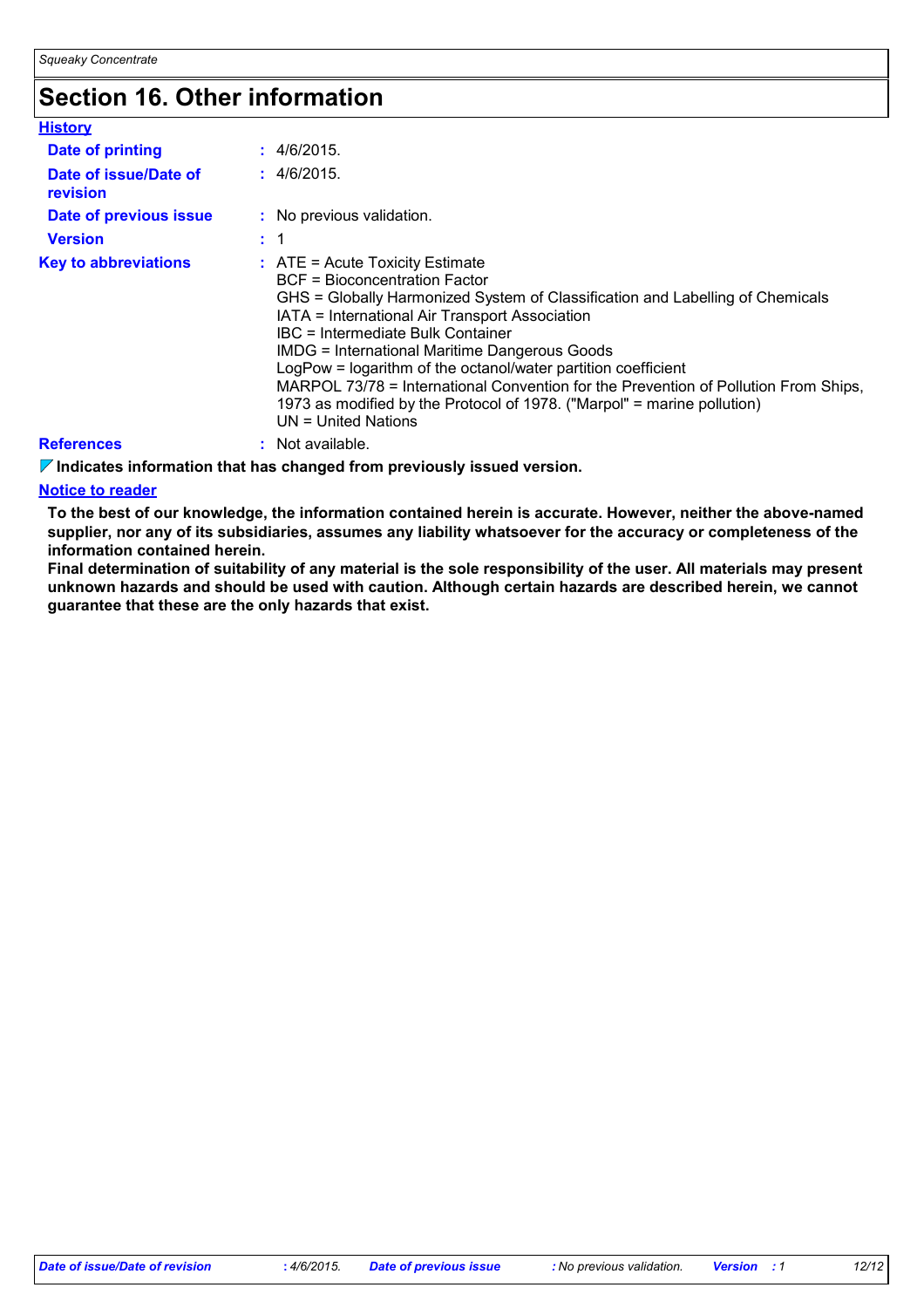# Section 16. Other information

**History**

| | | |
|---|---|---|
| **Date of printing** | : | 4/6/2015. |
| **Date of issue/Date of revision** | : | 4/6/2015. |
| **Date of previous issue** | : | No previous validation. |
| **Version** | : | 1 |

**Key to abbreviations** : ATE = Acute Toxicity Estimate
BCF = Bioconcentration Factor
GHS = Globally Harmonized System of Classification and Labelling of Chemicals
IATA = International Air Transport Association
IBC = Intermediate Bulk Container
IMDG = International Maritime Dangerous Goods
LogPow = logarithm of the octanol/water partition coefficient
MARPOL 73/78 = International Convention for the Prevention of Pollution From Ships, 1973 as modified by the Protocol of 1978. ("Marpol" = marine pollution)
UN = United Nations

**References** : Not available.

**Indicates information that has changed from previously issued version.**

**Notice to reader**

**To the best of our knowledge, the information contained herein is accurate. However, neither the above-named supplier, nor any of its subsidiaries, assumes any liability whatsoever for the accuracy or completeness of the information contained herein.**

**Final determination of suitability of any material is the sole responsibility of the user. All materials may present unknown hazards and should be used with caution. Although certain hazards are described herein, we cannot guarantee that these are the only hazards that exist.**